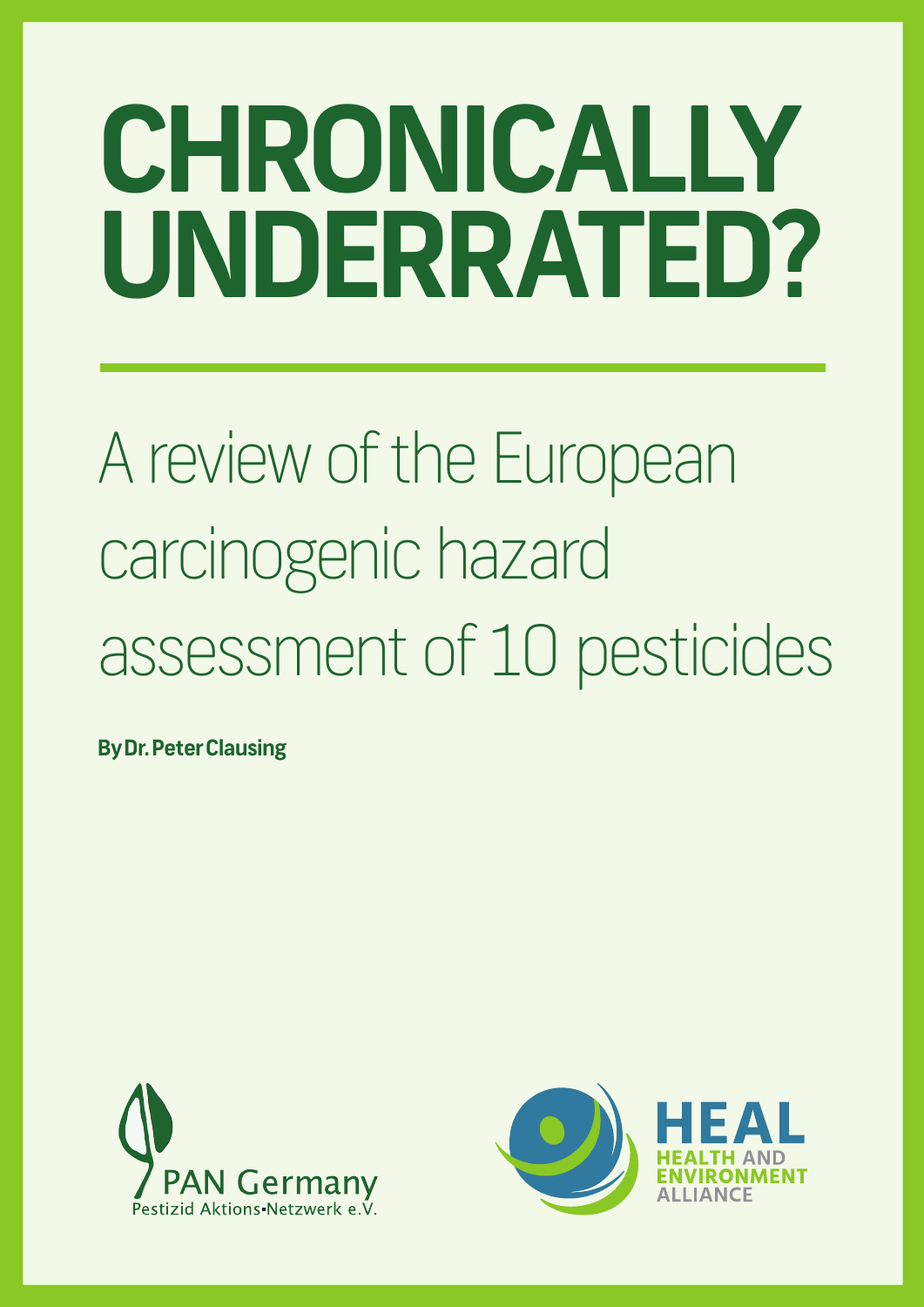# CHRONICALLY UNDERRATED?

## A review of the European carcinogenic hazard assessment of 10 pesticides

**By Dr. Peter Clausing**

PAN Germany
Pestizid Aktions-Netzwerk e.V.

HEAL
HEALTH AND ENVIRONMENT ALLIANCE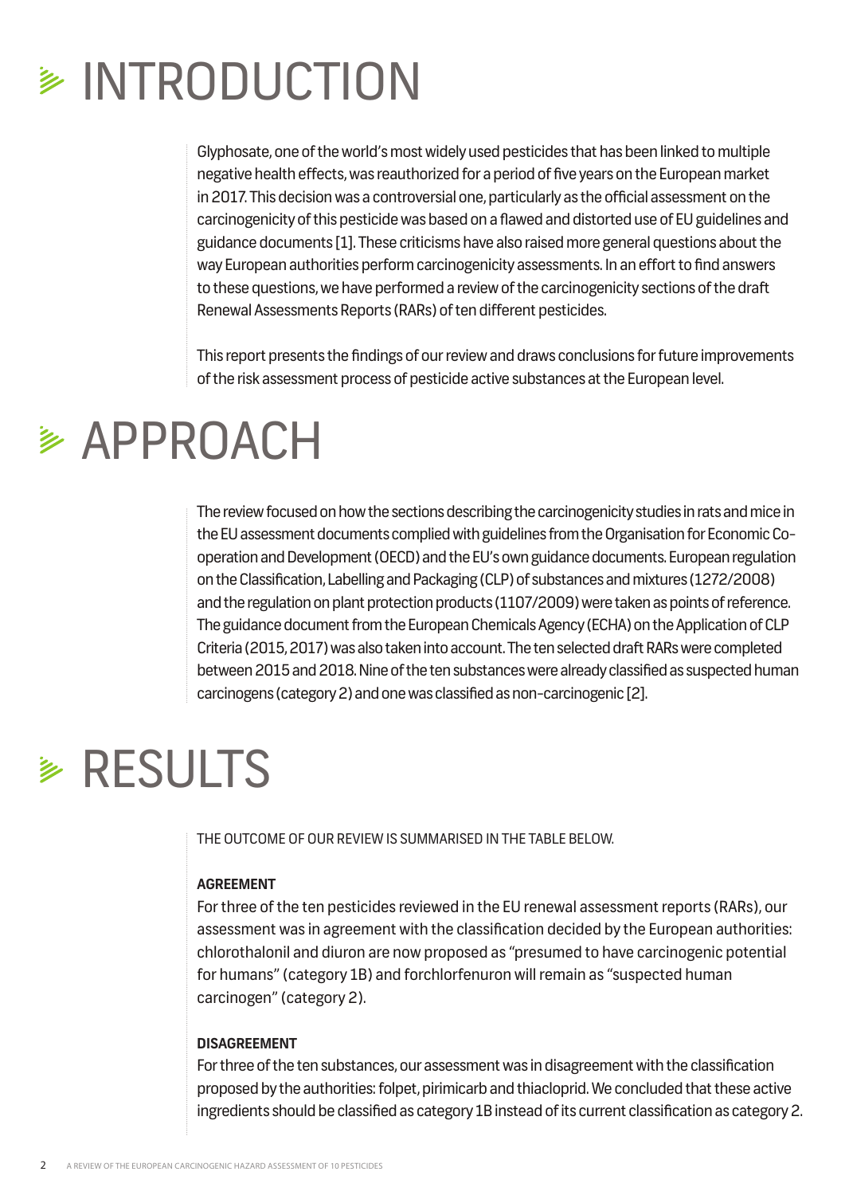# INTRODUCTION

Glyphosate, one of the world's most widely used pesticides that has been linked to multiple negative health effects, was reauthorized for a period of five years on the European market in 2017. This decision was a controversial one, particularly as the official assessment on the carcinogenicity of this pesticide was based on a flawed and distorted use of EU guidelines and guidance documents [1]. These criticisms have also raised more general questions about the way European authorities perform carcinogenicity assessments. In an effort to find answers to these questions, we have performed a review of the carcinogenicity sections of the draft Renewal Assessments Reports (RARs) of ten different pesticides.

This report presents the findings of our review and draws conclusions for future improvements of the risk assessment process of pesticide active substances at the European level.

# APPROACH

The review focused on how the sections describing the carcinogenicity studies in rats and mice in the EU assessment documents complied with guidelines from the Organisation for Economic Co-operation and Development (OECD) and the EU's own guidance documents. European regulation on the Classification, Labelling and Packaging (CLP) of substances and mixtures (1272/2008) and the regulation on plant protection products (1107/2009) were taken as points of reference. The guidance document from the European Chemicals Agency (ECHA) on the Application of CLP Criteria (2015, 2017) was also taken into account. The ten selected draft RARs were completed between 2015 and 2018. Nine of the ten substances were already classified as suspected human carcinogens (category 2) and one was classified as non-carcinogenic [2].

# RESULTS

THE OUTCOME OF OUR REVIEW IS SUMMARISED IN THE TABLE BELOW.

**AGREEMENT**

For three of the ten pesticides reviewed in the EU renewal assessment reports (RARs), our assessment was in agreement with the classification decided by the European authorities: chlorothalonil and diuron are now proposed as "presumed to have carcinogenic potential for humans" (category 1B) and forchlorfenuron will remain as "suspected human carcinogen" (category 2).

**DISAGREEMENT**

For three of the ten substances, our assessment was in disagreement with the classification proposed by the authorities: folpet, pirimicarb and thiacloprid. We concluded that these active ingredients should be classified as category 1B instead of its current classification as category 2.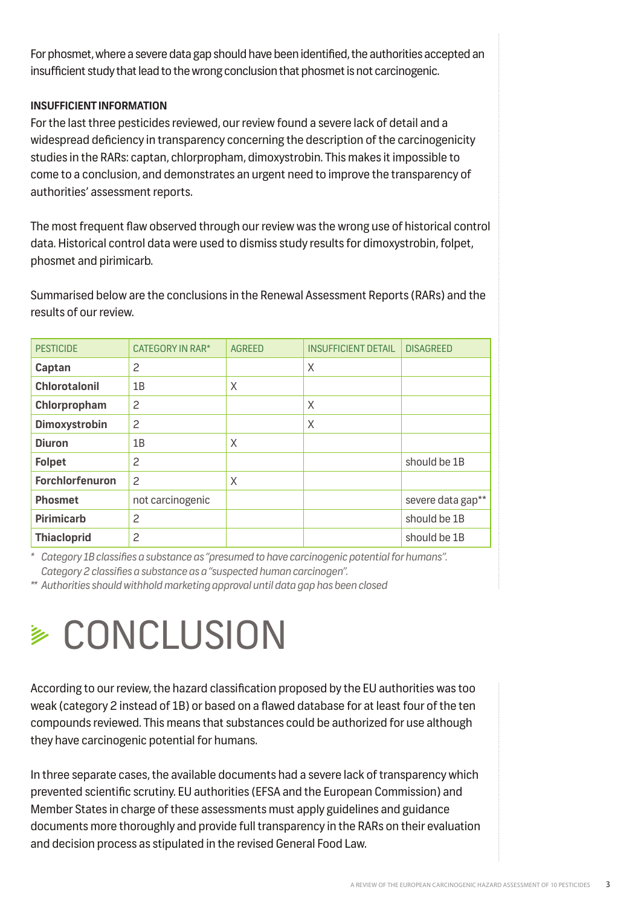For phosmet, where a severe data gap should have been identified, the authorities accepted an insufficient study that lead to the wrong conclusion that phosmet is not carcinogenic.

**INSUFFICIENT INFORMATION**

For the last three pesticides reviewed, our review found a severe lack of detail and a widespread deficiency in transparency concerning the description of the carcinogenicity studies in the RARs: captan, chlorpropham, dimoxystrobin. This makes it impossible to come to a conclusion, and demonstrates an urgent need to improve the transparency of authorities' assessment reports.

The most frequent flaw observed through our review was the wrong use of historical control data. Historical control data were used to dismiss study results for dimoxystrobin, folpet, phosmet and pirimicarb.

Summarised below are the conclusions in the Renewal Assessment Reports (RARs) and the results of our review.

| PESTICIDE | CATEGORY IN RAR* | AGREED | INSUFFICIENT DETAIL | DISAGREED |
|---|---|---|---|---|
| **Captan** | 2 | | X | |
| **Chlorotalonil** | 1B | X | | |
| **Chlorpropham** | 2 | | X | |
| **Dimoxystrobin** | 2 | | X | |
| **Diuron** | 1B | X | | |
| **Folpet** | 2 | | | should be 1B |
| **Forchlorfenuron** | 2 | X | | |
| **Phosmet** | not carcinogenic | | | severe data gap** |
| **Pirimicarb** | 2 | | | should be 1B |
| **Thiacloprid** | 2 | | | should be 1B |

*\* Category 1B classifies a substance as "presumed to have carcinogenic potential for humans". Category 2 classifies a substance as a "suspected human carcinogen".*

*\*\* Authorities should withhold marketing approval until data gap has been closed*

# CONCLUSION

According to our review, the hazard classification proposed by the EU authorities was too weak (category 2 instead of 1B) or based on a flawed database for at least four of the ten compounds reviewed. This means that substances could be authorized for use although they have carcinogenic potential for humans.

In three separate cases, the available documents had a severe lack of transparency which prevented scientific scrutiny. EU authorities (EFSA and the European Commission) and Member States in charge of these assessments must apply guidelines and guidance documents more thoroughly and provide full transparency in the RARs on their evaluation and decision process as stipulated in the revised General Food Law.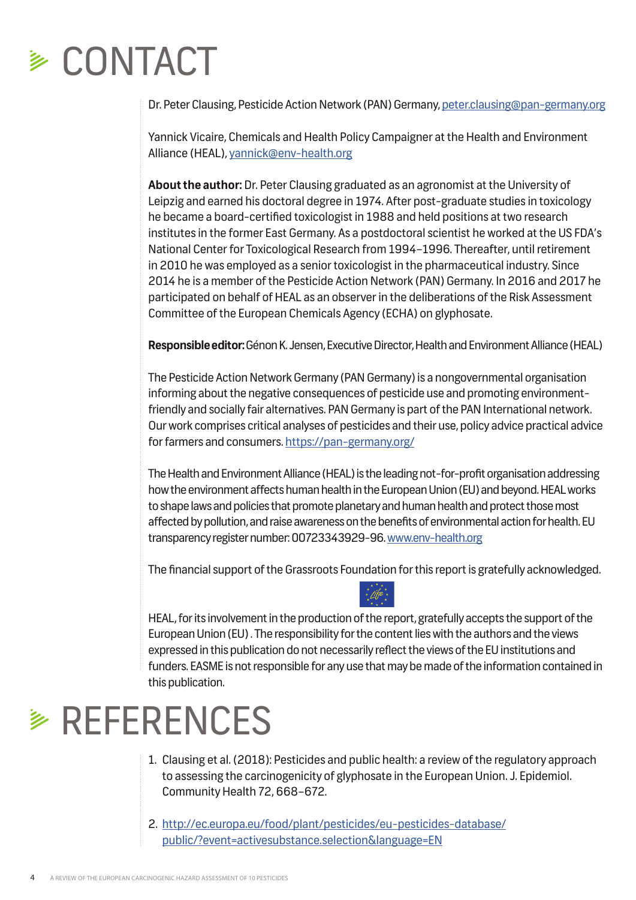# CONTACT

Dr. Peter Clausing, Pesticide Action Network (PAN) Germany, peter.clausing@pan-germany.org

Yannick Vicaire, Chemicals and Health Policy Campaigner at the Health and Environment Alliance (HEAL), yannick@env-health.org

**About the author:** Dr. Peter Clausing graduated as an agronomist at the University of Leipzig and earned his doctoral degree in 1974. After post-graduate studies in toxicology he became a board-certified toxicologist in 1988 and held positions at two research institutes in the former East Germany. As a postdoctoral scientist he worked at the US FDA's National Center for Toxicological Research from 1994–1996. Thereafter, until retirement in 2010 he was employed as a senior toxicologist in the pharmaceutical industry. Since 2014 he is a member of the Pesticide Action Network (PAN) Germany. In 2016 and 2017 he participated on behalf of HEAL as an observer in the deliberations of the Risk Assessment Committee of the European Chemicals Agency (ECHA) on glyphosate.

**Responsible editor:** Génon K. Jensen, Executive Director, Health and Environment Alliance (HEAL)

The Pesticide Action Network Germany (PAN Germany) is a nongovernmental organisation informing about the negative consequences of pesticide use and promoting environment-friendly and socially fair alternatives. PAN Germany is part of the PAN International network. Our work comprises critical analyses of pesticides and their use, policy advice practical advice for farmers and consumers. https://pan-germany.org/

The Health and Environment Alliance (HEAL) is the leading not-for-profit organisation addressing how the environment affects human health in the European Union (EU) and beyond. HEAL works to shape laws and policies that promote planetary and human health and protect those most affected by pollution, and raise awareness on the benefits of environmental action for health. EU transparency register number: 00723343929-96. www.env-health.org

The financial support of the Grassroots Foundation for this report is gratefully acknowledged.

HEAL, for its involvement in the production of the report, gratefully accepts the support of the European Union (EU) . The responsibility for the content lies with the authors and the views expressed in this publication do not necessarily reflect the views of the EU institutions and funders. EASME is not responsible for any use that may be made of the information contained in this publication.

# REFERENCES

1. Clausing et al. (2018): Pesticides and public health: a review of the regulatory approach to assessing the carcinogenicity of glyphosate in the European Union. J. Epidemiol. Community Health 72, 668–672.

2. http://ec.europa.eu/food/plant/pesticides/eu-pesticides-database/public/?event=activesubstance.selection&language=EN